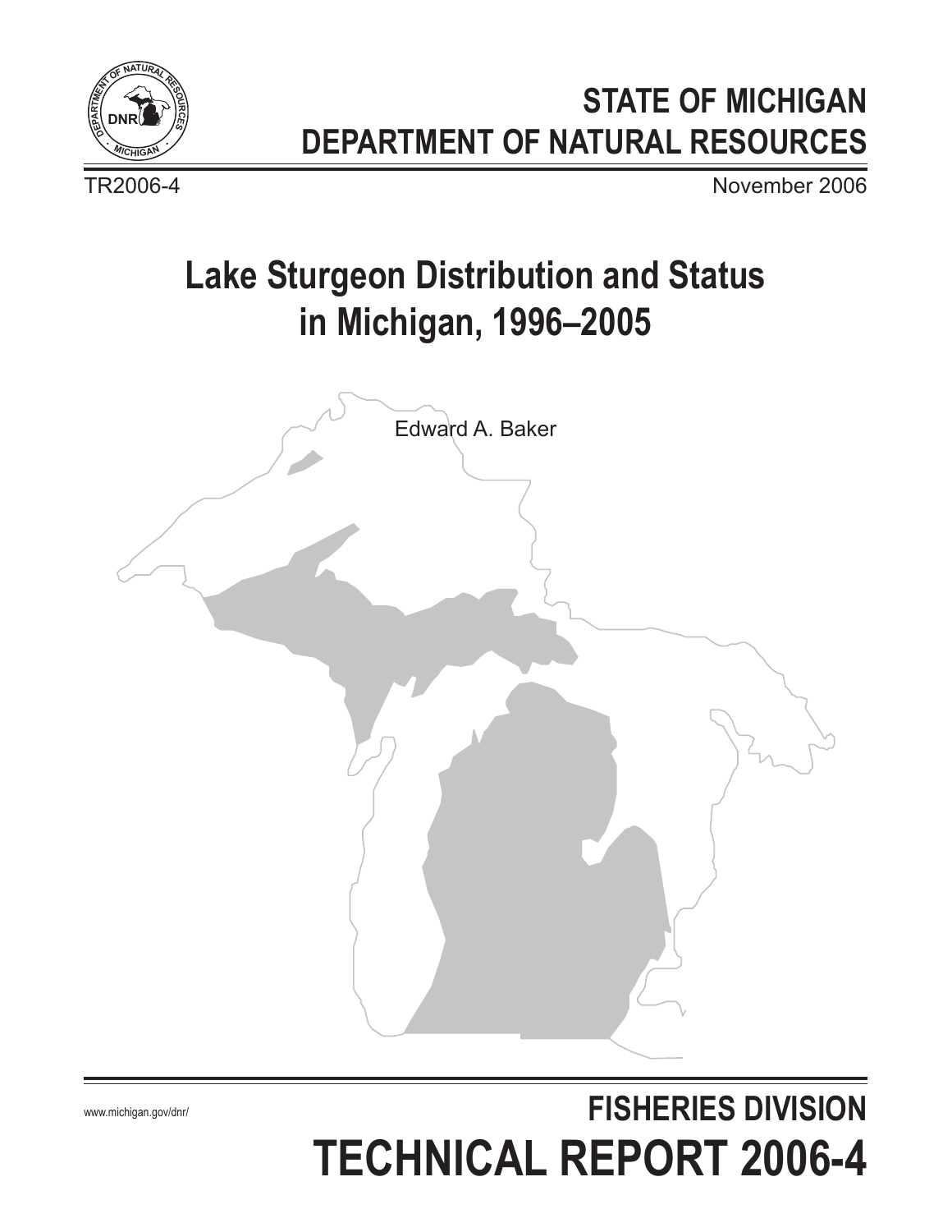# STATE OF MICHIGAN
# DEPARTMENT OF NATURAL RESOURCES

TR2006-4

November 2006

# Lake Sturgeon Distribution and Status in Michigan, 1996–2005

Edward A. Baker

www.michigan.gov/dnr/

## FISHERIES DIVISION
# TECHNICAL REPORT 2006-4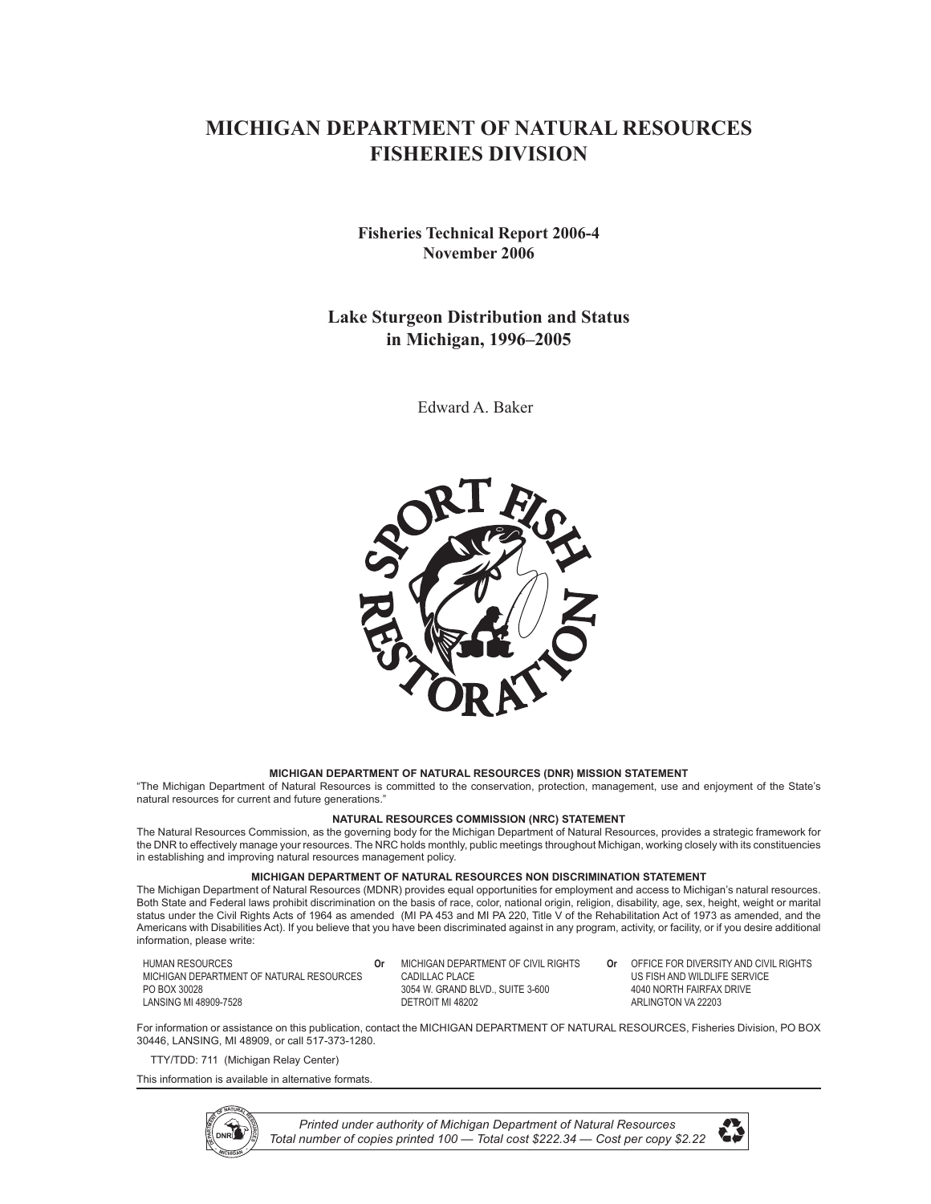# MICHIGAN DEPARTMENT OF NATURAL RESOURCES
# FISHERIES DIVISION

**Fisheries Technical Report 2006-4**
**November 2006**

## Lake Sturgeon Distribution and Status in Michigan, 1996–2005

Edward A. Baker

**MICHIGAN DEPARTMENT OF NATURAL RESOURCES (DNR) MISSION STATEMENT**

"The Michigan Department of Natural Resources is committed to the conservation, protection, management, use and enjoyment of the State's natural resources for current and future generations."

**NATURAL RESOURCES COMMISSION (NRC) STATEMENT**

The Natural Resources Commission, as the governing body for the Michigan Department of Natural Resources, provides a strategic framework for the DNR to effectively manage your resources. The NRC holds monthly, public meetings throughout Michigan, working closely with its constituencies in establishing and improving natural resources management policy.

**MICHIGAN DEPARTMENT OF NATURAL RESOURCES NON DISCRIMINATION STATEMENT**

The Michigan Department of Natural Resources (MDNR) provides equal opportunities for employment and access to Michigan's natural resources. Both State and Federal laws prohibit discrimination on the basis of race, color, national origin, religion, disability, age, sex, height, weight or marital status under the Civil Rights Acts of 1964 as amended (MI PA 453 and MI PA 220, Title V of the Rehabilitation Act of 1973 as amended, and the Americans with Disabilities Act). If you believe that you have been discriminated against in any program, activity, or facility, or if you desire additional information, please write:

HUMAN RESOURCES
MICHIGAN DEPARTMENT OF NATURAL RESOURCES
PO BOX 30028
LANSING MI 48909-7528

**Or**

MICHIGAN DEPARTMENT OF CIVIL RIGHTS
CADILLAC PLACE
3054 W. GRAND BLVD., SUITE 3-600
DETROIT MI 48202

**Or**

OFFICE FOR DIVERSITY AND CIVIL RIGHTS
US FISH AND WILDLIFE SERVICE
4040 NORTH FAIRFAX DRIVE
ARLINGTON VA 22203

For information or assistance on this publication, contact the MICHIGAN DEPARTMENT OF NATURAL RESOURCES, Fisheries Division, PO BOX 30446, LANSING, MI 48909, or call 517-373-1280.

TTY/TDD: 711 (Michigan Relay Center)

This information is available in alternative formats.

*Printed under authority of Michigan Department of Natural Resources*
*Total number of copies printed 100 — Total cost $222.34 — Cost per copy $2.22*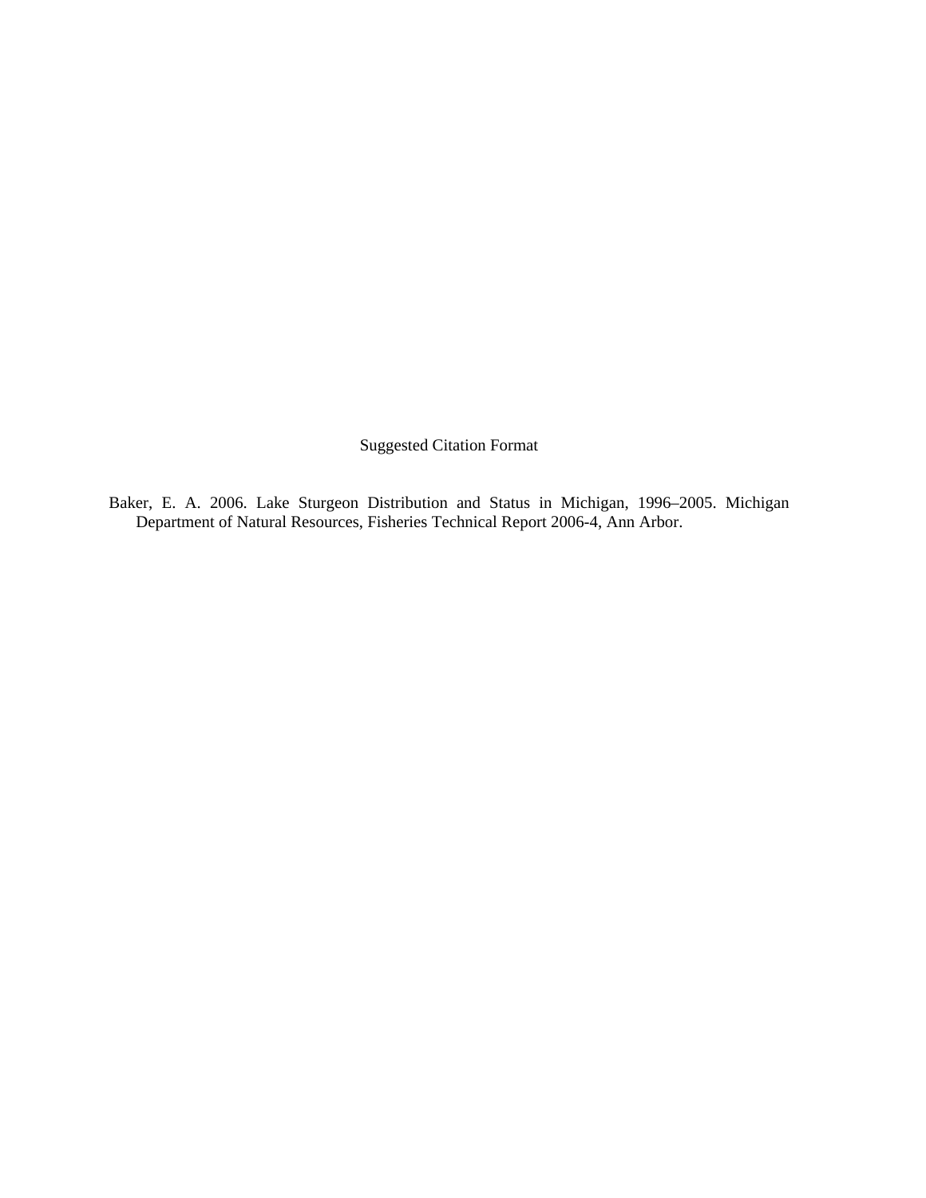Suggested Citation Format

Baker, E. A. 2006. Lake Sturgeon Distribution and Status in Michigan, 1996–2005. Michigan Department of Natural Resources, Fisheries Technical Report 2006-4, Ann Arbor.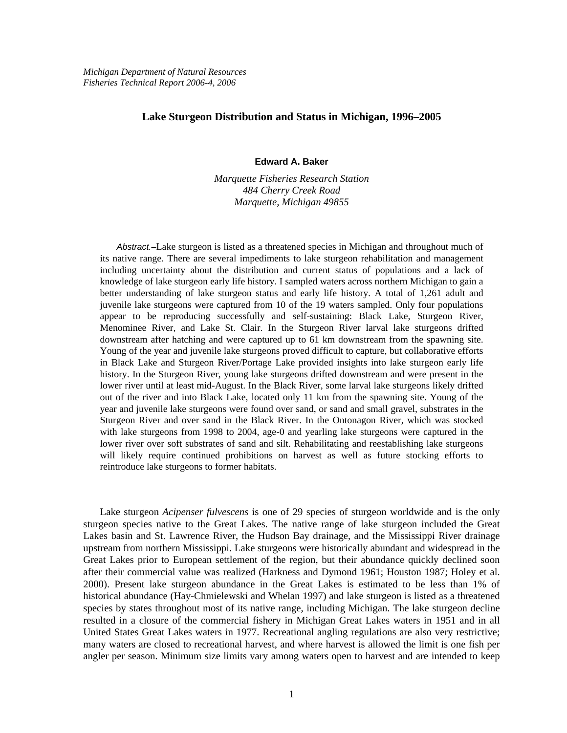*Michigan Department of Natural Resources*
*Fisheries Technical Report 2006-4, 2006*

# Lake Sturgeon Distribution and Status in Michigan, 1996–2005

**Edward A. Baker**

*Marquette Fisheries Research Station*
*484 Cherry Creek Road*
*Marquette, Michigan 49855*

*Abstract.*–Lake sturgeon is listed as a threatened species in Michigan and throughout much of its native range. There are several impediments to lake sturgeon rehabilitation and management including uncertainty about the distribution and current status of populations and a lack of knowledge of lake sturgeon early life history. I sampled waters across northern Michigan to gain a better understanding of lake sturgeon status and early life history. A total of 1,261 adult and juvenile lake sturgeons were captured from 10 of the 19 waters sampled. Only four populations appear to be reproducing successfully and self-sustaining: Black Lake, Sturgeon River, Menominee River, and Lake St. Clair. In the Sturgeon River larval lake sturgeons drifted downstream after hatching and were captured up to 61 km downstream from the spawning site. Young of the year and juvenile lake sturgeons proved difficult to capture, but collaborative efforts in Black Lake and Sturgeon River/Portage Lake provided insights into lake sturgeon early life history. In the Sturgeon River, young lake sturgeons drifted downstream and were present in the lower river until at least mid-August. In the Black River, some larval lake sturgeons likely drifted out of the river and into Black Lake, located only 11 km from the spawning site. Young of the year and juvenile lake sturgeons were found over sand, or sand and small gravel, substrates in the Sturgeon River and over sand in the Black River. In the Ontonagon River, which was stocked with lake sturgeons from 1998 to 2004, age-0 and yearling lake sturgeons were captured in the lower river over soft substrates of sand and silt. Rehabilitating and reestablishing lake sturgeons will likely require continued prohibitions on harvest as well as future stocking efforts to reintroduce lake sturgeons to former habitats.

Lake sturgeon *Acipenser fulvescens* is one of 29 species of sturgeon worldwide and is the only sturgeon species native to the Great Lakes. The native range of lake sturgeon included the Great Lakes basin and St. Lawrence River, the Hudson Bay drainage, and the Mississippi River drainage upstream from northern Mississippi. Lake sturgeons were historically abundant and widespread in the Great Lakes prior to European settlement of the region, but their abundance quickly declined soon after their commercial value was realized (Harkness and Dymond 1961; Houston 1987; Holey et al. 2000). Present lake sturgeon abundance in the Great Lakes is estimated to be less than 1% of historical abundance (Hay-Chmielewski and Whelan 1997) and lake sturgeon is listed as a threatened species by states throughout most of its native range, including Michigan. The lake sturgeon decline resulted in a closure of the commercial fishery in Michigan Great Lakes waters in 1951 and in all United States Great Lakes waters in 1977. Recreational angling regulations are also very restrictive; many waters are closed to recreational harvest, and where harvest is allowed the limit is one fish per angler per season. Minimum size limits vary among waters open to harvest and are intended to keep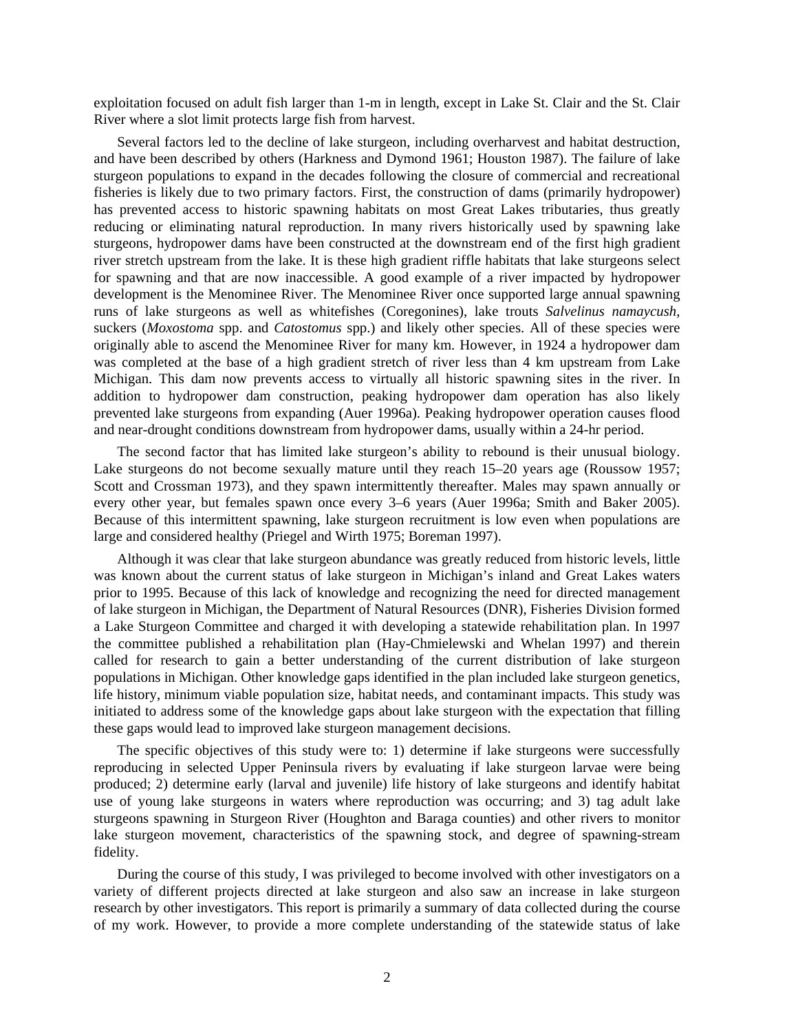exploitation focused on adult fish larger than 1-m in length, except in Lake St. Clair and the St. Clair River where a slot limit protects large fish from harvest.

Several factors led to the decline of lake sturgeon, including overharvest and habitat destruction, and have been described by others (Harkness and Dymond 1961; Houston 1987). The failure of lake sturgeon populations to expand in the decades following the closure of commercial and recreational fisheries is likely due to two primary factors. First, the construction of dams (primarily hydropower) has prevented access to historic spawning habitats on most Great Lakes tributaries, thus greatly reducing or eliminating natural reproduction. In many rivers historically used by spawning lake sturgeons, hydropower dams have been constructed at the downstream end of the first high gradient river stretch upstream from the lake. It is these high gradient riffle habitats that lake sturgeons select for spawning and that are now inaccessible. A good example of a river impacted by hydropower development is the Menominee River. The Menominee River once supported large annual spawning runs of lake sturgeons as well as whitefishes (Coregonines), lake trouts *Salvelinus namaycush*, suckers (*Moxostoma* spp. and *Catostomus* spp.) and likely other species. All of these species were originally able to ascend the Menominee River for many km. However, in 1924 a hydropower dam was completed at the base of a high gradient stretch of river less than 4 km upstream from Lake Michigan. This dam now prevents access to virtually all historic spawning sites in the river. In addition to hydropower dam construction, peaking hydropower dam operation has also likely prevented lake sturgeons from expanding (Auer 1996a). Peaking hydropower operation causes flood and near-drought conditions downstream from hydropower dams, usually within a 24-hr period.

The second factor that has limited lake sturgeon's ability to rebound is their unusual biology. Lake sturgeons do not become sexually mature until they reach 15–20 years age (Roussow 1957; Scott and Crossman 1973), and they spawn intermittently thereafter. Males may spawn annually or every other year, but females spawn once every 3–6 years (Auer 1996a; Smith and Baker 2005). Because of this intermittent spawning, lake sturgeon recruitment is low even when populations are large and considered healthy (Priegel and Wirth 1975; Boreman 1997).

Although it was clear that lake sturgeon abundance was greatly reduced from historic levels, little was known about the current status of lake sturgeon in Michigan's inland and Great Lakes waters prior to 1995. Because of this lack of knowledge and recognizing the need for directed management of lake sturgeon in Michigan, the Department of Natural Resources (DNR), Fisheries Division formed a Lake Sturgeon Committee and charged it with developing a statewide rehabilitation plan. In 1997 the committee published a rehabilitation plan (Hay-Chmielewski and Whelan 1997) and therein called for research to gain a better understanding of the current distribution of lake sturgeon populations in Michigan. Other knowledge gaps identified in the plan included lake sturgeon genetics, life history, minimum viable population size, habitat needs, and contaminant impacts. This study was initiated to address some of the knowledge gaps about lake sturgeon with the expectation that filling these gaps would lead to improved lake sturgeon management decisions.

The specific objectives of this study were to: 1) determine if lake sturgeons were successfully reproducing in selected Upper Peninsula rivers by evaluating if lake sturgeon larvae were being produced; 2) determine early (larval and juvenile) life history of lake sturgeons and identify habitat use of young lake sturgeons in waters where reproduction was occurring; and 3) tag adult lake sturgeons spawning in Sturgeon River (Houghton and Baraga counties) and other rivers to monitor lake sturgeon movement, characteristics of the spawning stock, and degree of spawning-stream fidelity.

During the course of this study, I was privileged to become involved with other investigators on a variety of different projects directed at lake sturgeon and also saw an increase in lake sturgeon research by other investigators. This report is primarily a summary of data collected during the course of my work. However, to provide a more complete understanding of the statewide status of lake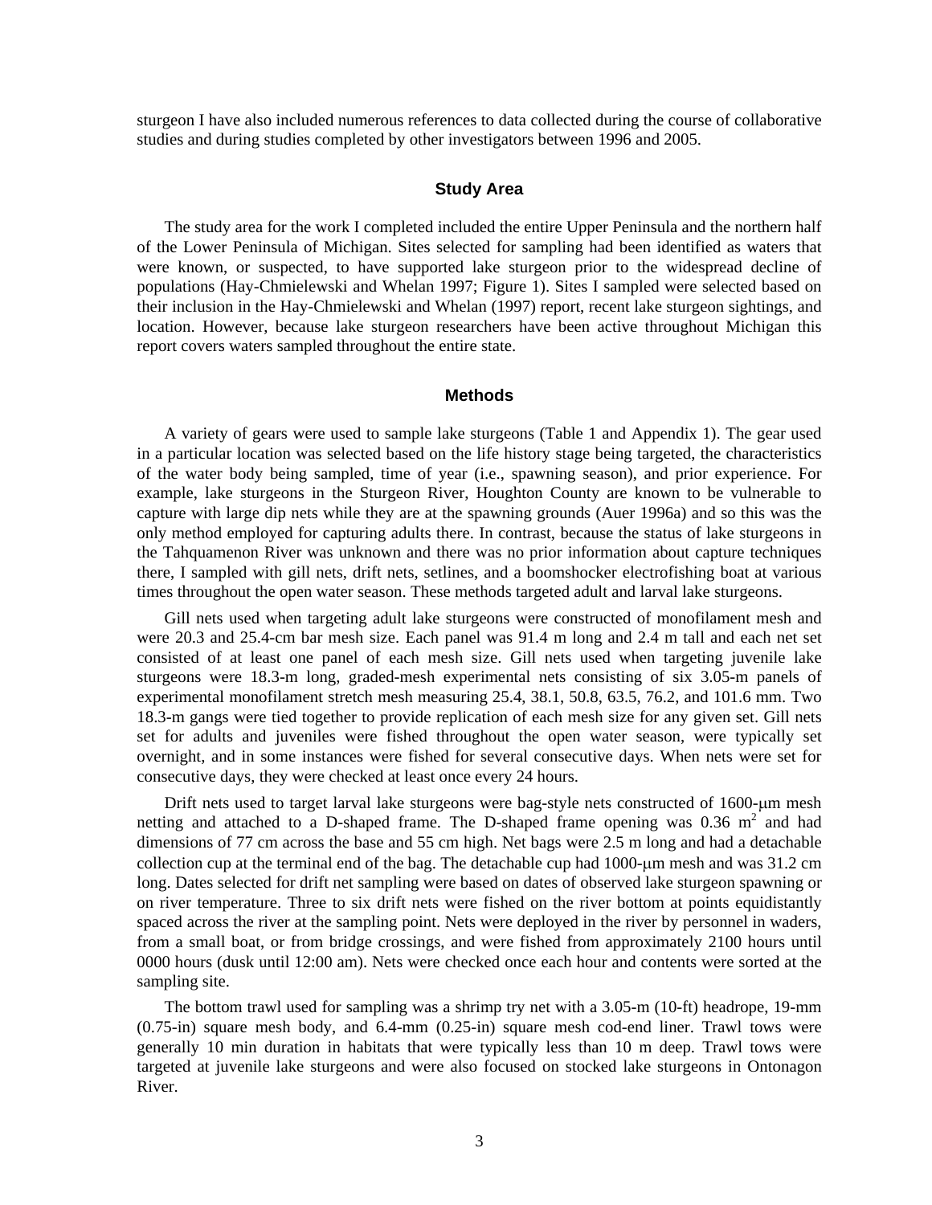sturgeon I have also included numerous references to data collected during the course of collaborative studies and during studies completed by other investigators between 1996 and 2005.

## Study Area

The study area for the work I completed included the entire Upper Peninsula and the northern half of the Lower Peninsula of Michigan. Sites selected for sampling had been identified as waters that were known, or suspected, to have supported lake sturgeon prior to the widespread decline of populations (Hay-Chmielewski and Whelan 1997; Figure 1). Sites I sampled were selected based on their inclusion in the Hay-Chmielewski and Whelan (1997) report, recent lake sturgeon sightings, and location. However, because lake sturgeon researchers have been active throughout Michigan this report covers waters sampled throughout the entire state.

## Methods

A variety of gears were used to sample lake sturgeons (Table 1 and Appendix 1). The gear used in a particular location was selected based on the life history stage being targeted, the characteristics of the water body being sampled, time of year (i.e., spawning season), and prior experience. For example, lake sturgeons in the Sturgeon River, Houghton County are known to be vulnerable to capture with large dip nets while they are at the spawning grounds (Auer 1996a) and so this was the only method employed for capturing adults there. In contrast, because the status of lake sturgeons in the Tahquamenon River was unknown and there was no prior information about capture techniques there, I sampled with gill nets, drift nets, setlines, and a boomshocker electrofishing boat at various times throughout the open water season. These methods targeted adult and larval lake sturgeons.

Gill nets used when targeting adult lake sturgeons were constructed of monofilament mesh and were 20.3 and 25.4-cm bar mesh size. Each panel was 91.4 m long and 2.4 m tall and each net set consisted of at least one panel of each mesh size. Gill nets used when targeting juvenile lake sturgeons were 18.3-m long, graded-mesh experimental nets consisting of six 3.05-m panels of experimental monofilament stretch mesh measuring 25.4, 38.1, 50.8, 63.5, 76.2, and 101.6 mm. Two 18.3-m gangs were tied together to provide replication of each mesh size for any given set. Gill nets set for adults and juveniles were fished throughout the open water season, were typically set overnight, and in some instances were fished for several consecutive days. When nets were set for consecutive days, they were checked at least once every 24 hours.

Drift nets used to target larval lake sturgeons were bag-style nets constructed of 1600-μm mesh netting and attached to a D-shaped frame. The D-shaped frame opening was 0.36 $m^2$ and had dimensions of 77 cm across the base and 55 cm high. Net bags were 2.5 m long and had a detachable collection cup at the terminal end of the bag. The detachable cup had 1000-μm mesh and was 31.2 cm long. Dates selected for drift net sampling were based on dates of observed lake sturgeon spawning or on river temperature. Three to six drift nets were fished on the river bottom at points equidistantly spaced across the river at the sampling point. Nets were deployed in the river by personnel in waders, from a small boat, or from bridge crossings, and were fished from approximately 2100 hours until 0000 hours (dusk until 12:00 am). Nets were checked once each hour and contents were sorted at the sampling site.

The bottom trawl used for sampling was a shrimp try net with a 3.05-m (10-ft) headrope, 19-mm (0.75-in) square mesh body, and 6.4-mm (0.25-in) square mesh cod-end liner. Trawl tows were generally 10 min duration in habitats that were typically less than 10 m deep. Trawl tows were targeted at juvenile lake sturgeons and were also focused on stocked lake sturgeons in Ontonagon River.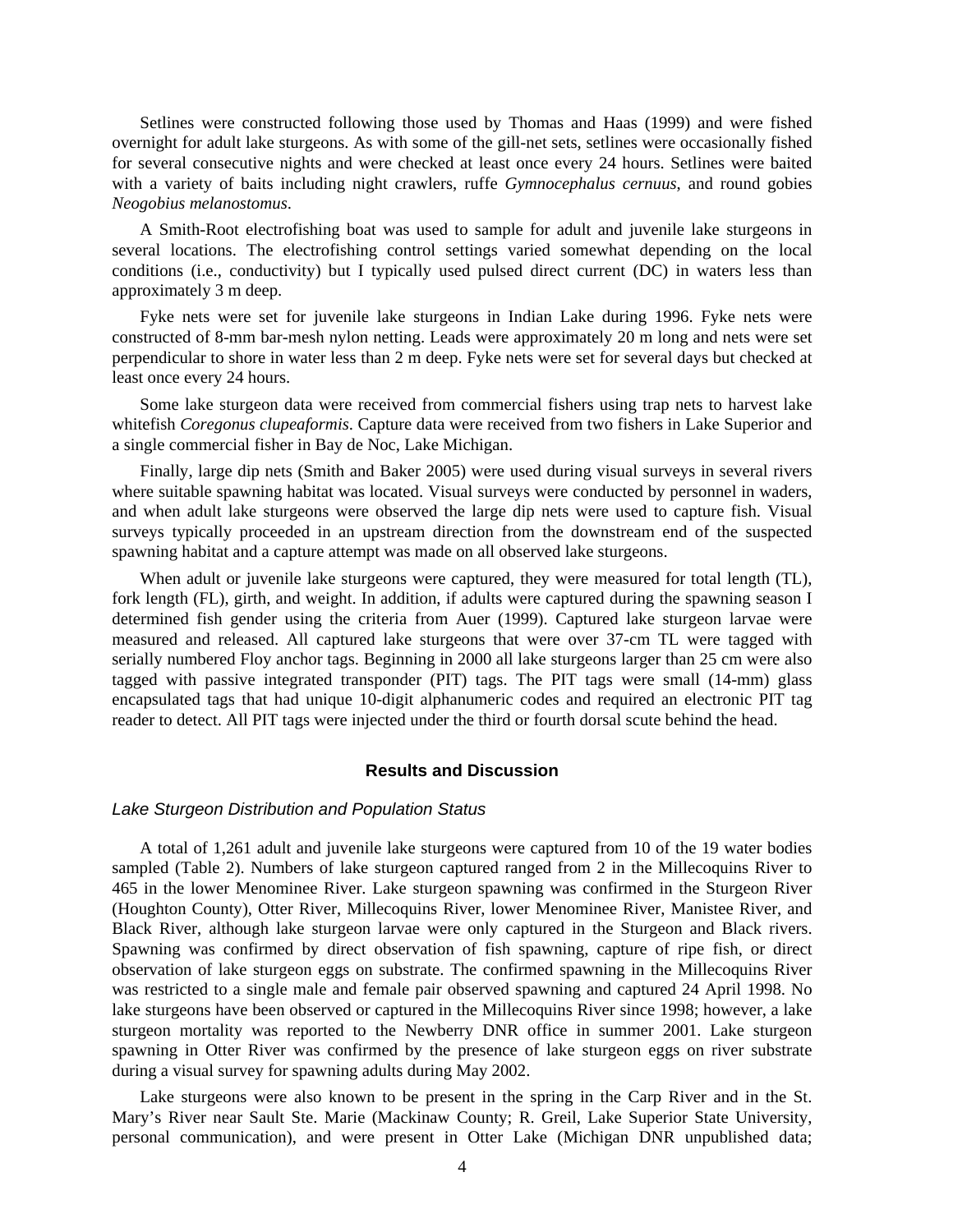Setlines were constructed following those used by Thomas and Haas (1999) and were fished overnight for adult lake sturgeons. As with some of the gill-net sets, setlines were occasionally fished for several consecutive nights and were checked at least once every 24 hours. Setlines were baited with a variety of baits including night crawlers, ruffe *Gymnocephalus cernuus*, and round gobies *Neogobius melanostomus*.

A Smith-Root electrofishing boat was used to sample for adult and juvenile lake sturgeons in several locations. The electrofishing control settings varied somewhat depending on the local conditions (i.e., conductivity) but I typically used pulsed direct current (DC) in waters less than approximately 3 m deep.

Fyke nets were set for juvenile lake sturgeons in Indian Lake during 1996. Fyke nets were constructed of 8-mm bar-mesh nylon netting. Leads were approximately 20 m long and nets were set perpendicular to shore in water less than 2 m deep. Fyke nets were set for several days but checked at least once every 24 hours.

Some lake sturgeon data were received from commercial fishers using trap nets to harvest lake whitefish *Coregonus clupeaformis*. Capture data were received from two fishers in Lake Superior and a single commercial fisher in Bay de Noc, Lake Michigan.

Finally, large dip nets (Smith and Baker 2005) were used during visual surveys in several rivers where suitable spawning habitat was located. Visual surveys were conducted by personnel in waders, and when adult lake sturgeons were observed the large dip nets were used to capture fish. Visual surveys typically proceeded in an upstream direction from the downstream end of the suspected spawning habitat and a capture attempt was made on all observed lake sturgeons.

When adult or juvenile lake sturgeons were captured, they were measured for total length (TL), fork length (FL), girth, and weight. In addition, if adults were captured during the spawning season I determined fish gender using the criteria from Auer (1999). Captured lake sturgeon larvae were measured and released. All captured lake sturgeons that were over 37-cm TL were tagged with serially numbered Floy anchor tags. Beginning in 2000 all lake sturgeons larger than 25 cm were also tagged with passive integrated transponder (PIT) tags. The PIT tags were small (14-mm) glass encapsulated tags that had unique 10-digit alphanumeric codes and required an electronic PIT tag reader to detect. All PIT tags were injected under the third or fourth dorsal scute behind the head.

## Results and Discussion

### *Lake Sturgeon Distribution and Population Status*

A total of 1,261 adult and juvenile lake sturgeons were captured from 10 of the 19 water bodies sampled (Table 2). Numbers of lake sturgeon captured ranged from 2 in the Millecoquins River to 465 in the lower Menominee River. Lake sturgeon spawning was confirmed in the Sturgeon River (Houghton County), Otter River, Millecoquins River, lower Menominee River, Manistee River, and Black River, although lake sturgeon larvae were only captured in the Sturgeon and Black rivers. Spawning was confirmed by direct observation of fish spawning, capture of ripe fish, or direct observation of lake sturgeon eggs on substrate. The confirmed spawning in the Millecoquins River was restricted to a single male and female pair observed spawning and captured 24 April 1998. No lake sturgeons have been observed or captured in the Millecoquins River since 1998; however, a lake sturgeon mortality was reported to the Newberry DNR office in summer 2001. Lake sturgeon spawning in Otter River was confirmed by the presence of lake sturgeon eggs on river substrate during a visual survey for spawning adults during May 2002.

Lake sturgeons were also known to be present in the spring in the Carp River and in the St. Mary's River near Sault Ste. Marie (Mackinaw County; R. Greil, Lake Superior State University, personal communication), and were present in Otter Lake (Michigan DNR unpublished data;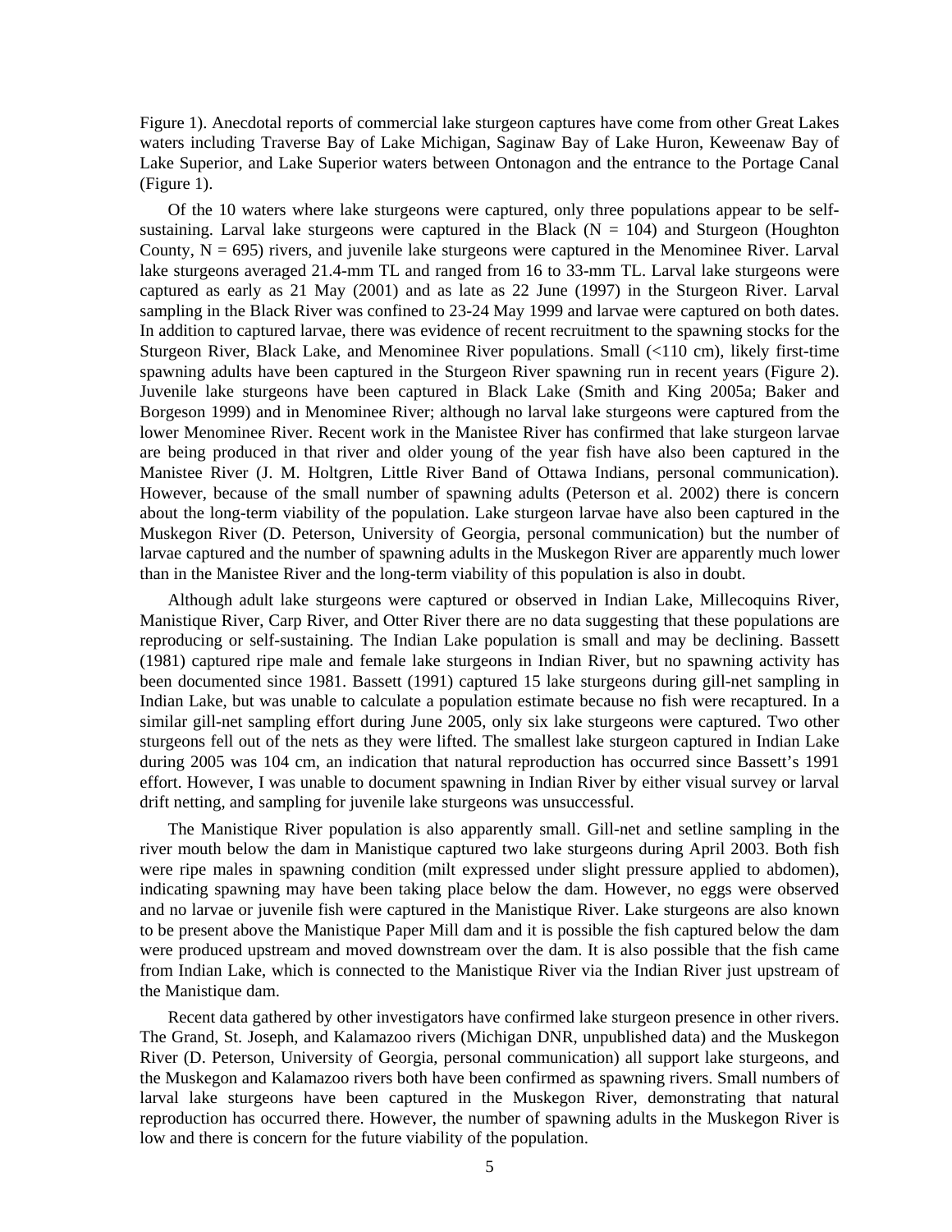Figure 1). Anecdotal reports of commercial lake sturgeon captures have come from other Great Lakes waters including Traverse Bay of Lake Michigan, Saginaw Bay of Lake Huron, Keweenaw Bay of Lake Superior, and Lake Superior waters between Ontonagon and the entrance to the Portage Canal (Figure 1).

Of the 10 waters where lake sturgeons were captured, only three populations appear to be self-sustaining. Larval lake sturgeons were captured in the Black (N = 104) and Sturgeon (Houghton County, N = 695) rivers, and juvenile lake sturgeons were captured in the Menominee River. Larval lake sturgeons averaged 21.4-mm TL and ranged from 16 to 33-mm TL. Larval lake sturgeons were captured as early as 21 May (2001) and as late as 22 June (1997) in the Sturgeon River. Larval sampling in the Black River was confined to 23-24 May 1999 and larvae were captured on both dates. In addition to captured larvae, there was evidence of recent recruitment to the spawning stocks for the Sturgeon River, Black Lake, and Menominee River populations. Small (<110 cm), likely first-time spawning adults have been captured in the Sturgeon River spawning run in recent years (Figure 2). Juvenile lake sturgeons have been captured in Black Lake (Smith and King 2005a; Baker and Borgeson 1999) and in Menominee River; although no larval lake sturgeons were captured from the lower Menominee River. Recent work in the Manistee River has confirmed that lake sturgeon larvae are being produced in that river and older young of the year fish have also been captured in the Manistee River (J. M. Holtgren, Little River Band of Ottawa Indians, personal communication). However, because of the small number of spawning adults (Peterson et al. 2002) there is concern about the long-term viability of the population. Lake sturgeon larvae have also been captured in the Muskegon River (D. Peterson, University of Georgia, personal communication) but the number of larvae captured and the number of spawning adults in the Muskegon River are apparently much lower than in the Manistee River and the long-term viability of this population is also in doubt.

Although adult lake sturgeons were captured or observed in Indian Lake, Millecoquins River, Manistique River, Carp River, and Otter River there are no data suggesting that these populations are reproducing or self-sustaining. The Indian Lake population is small and may be declining. Bassett (1981) captured ripe male and female lake sturgeons in Indian River, but no spawning activity has been documented since 1981. Bassett (1991) captured 15 lake sturgeons during gill-net sampling in Indian Lake, but was unable to calculate a population estimate because no fish were recaptured. In a similar gill-net sampling effort during June 2005, only six lake sturgeons were captured. Two other sturgeons fell out of the nets as they were lifted. The smallest lake sturgeon captured in Indian Lake during 2005 was 104 cm, an indication that natural reproduction has occurred since Bassett's 1991 effort. However, I was unable to document spawning in Indian River by either visual survey or larval drift netting, and sampling for juvenile lake sturgeons was unsuccessful.

The Manistique River population is also apparently small. Gill-net and setline sampling in the river mouth below the dam in Manistique captured two lake sturgeons during April 2003. Both fish were ripe males in spawning condition (milt expressed under slight pressure applied to abdomen), indicating spawning may have been taking place below the dam. However, no eggs were observed and no larvae or juvenile fish were captured in the Manistique River. Lake sturgeons are also known to be present above the Manistique Paper Mill dam and it is possible the fish captured below the dam were produced upstream and moved downstream over the dam. It is also possible that the fish came from Indian Lake, which is connected to the Manistique River via the Indian River just upstream of the Manistique dam.

Recent data gathered by other investigators have confirmed lake sturgeon presence in other rivers. The Grand, St. Joseph, and Kalamazoo rivers (Michigan DNR, unpublished data) and the Muskegon River (D. Peterson, University of Georgia, personal communication) all support lake sturgeons, and the Muskegon and Kalamazoo rivers both have been confirmed as spawning rivers. Small numbers of larval lake sturgeons have been captured in the Muskegon River, demonstrating that natural reproduction has occurred there. However, the number of spawning adults in the Muskegon River is low and there is concern for the future viability of the population.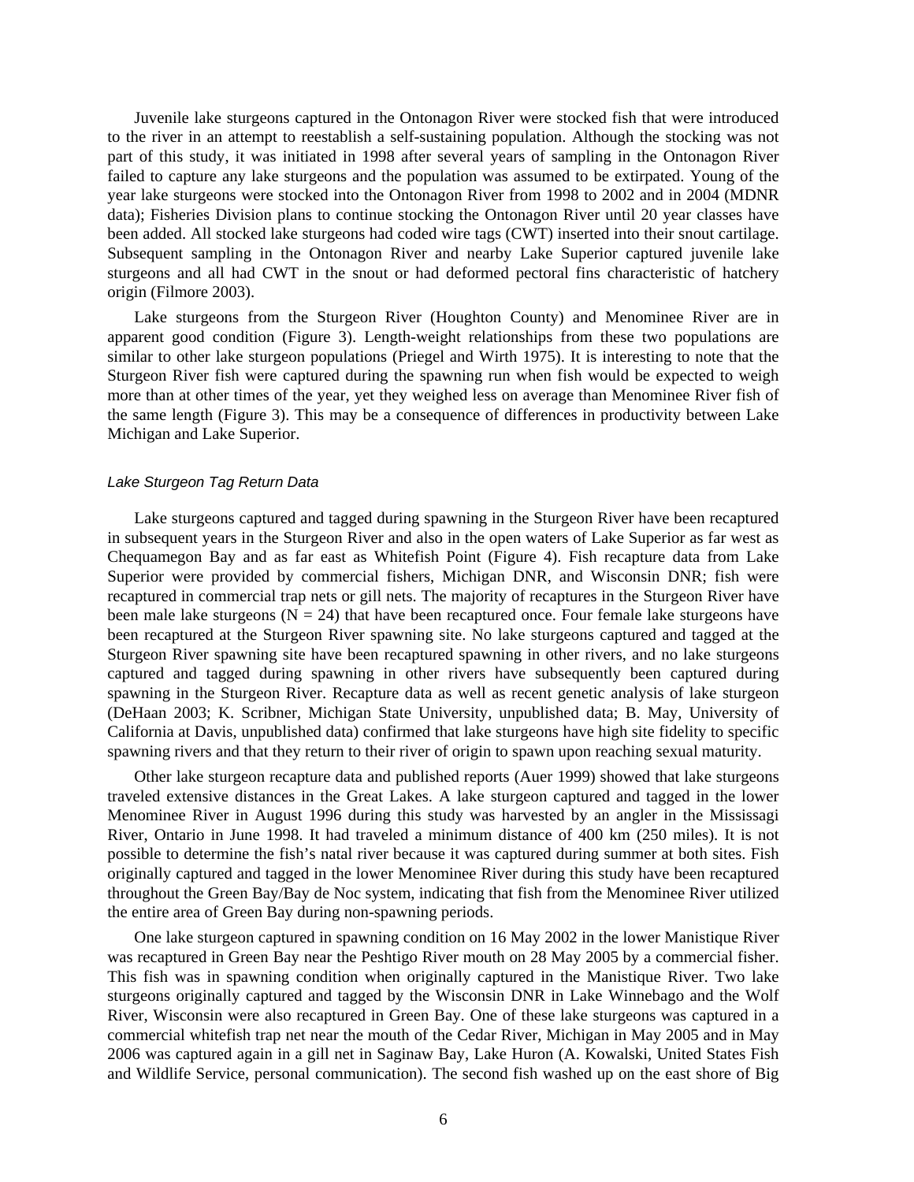Juvenile lake sturgeons captured in the Ontonagon River were stocked fish that were introduced to the river in an attempt to reestablish a self-sustaining population. Although the stocking was not part of this study, it was initiated in 1998 after several years of sampling in the Ontonagon River failed to capture any lake sturgeons and the population was assumed to be extirpated. Young of the year lake sturgeons were stocked into the Ontonagon River from 1998 to 2002 and in 2004 (MDNR data); Fisheries Division plans to continue stocking the Ontonagon River until 20 year classes have been added. All stocked lake sturgeons had coded wire tags (CWT) inserted into their snout cartilage. Subsequent sampling in the Ontonagon River and nearby Lake Superior captured juvenile lake sturgeons and all had CWT in the snout or had deformed pectoral fins characteristic of hatchery origin (Filmore 2003).

Lake sturgeons from the Sturgeon River (Houghton County) and Menominee River are in apparent good condition (Figure 3). Length-weight relationships from these two populations are similar to other lake sturgeon populations (Priegel and Wirth 1975). It is interesting to note that the Sturgeon River fish were captured during the spawning run when fish would be expected to weigh more than at other times of the year, yet they weighed less on average than Menominee River fish of the same length (Figure 3). This may be a consequence of differences in productivity between Lake Michigan and Lake Superior.

### *Lake Sturgeon Tag Return Data*

Lake sturgeons captured and tagged during spawning in the Sturgeon River have been recaptured in subsequent years in the Sturgeon River and also in the open waters of Lake Superior as far west as Chequamegon Bay and as far east as Whitefish Point (Figure 4). Fish recapture data from Lake Superior were provided by commercial fishers, Michigan DNR, and Wisconsin DNR; fish were recaptured in commercial trap nets or gill nets. The majority of recaptures in the Sturgeon River have been male lake sturgeons (N = 24) that have been recaptured once. Four female lake sturgeons have been recaptured at the Sturgeon River spawning site. No lake sturgeons captured and tagged at the Sturgeon River spawning site have been recaptured spawning in other rivers, and no lake sturgeons captured and tagged during spawning in other rivers have subsequently been captured during spawning in the Sturgeon River. Recapture data as well as recent genetic analysis of lake sturgeon (DeHaan 2003; K. Scribner, Michigan State University, unpublished data; B. May, University of California at Davis, unpublished data) confirmed that lake sturgeons have high site fidelity to specific spawning rivers and that they return to their river of origin to spawn upon reaching sexual maturity.

Other lake sturgeon recapture data and published reports (Auer 1999) showed that lake sturgeons traveled extensive distances in the Great Lakes. A lake sturgeon captured and tagged in the lower Menominee River in August 1996 during this study was harvested by an angler in the Mississagi River, Ontario in June 1998. It had traveled a minimum distance of 400 km (250 miles). It is not possible to determine the fish's natal river because it was captured during summer at both sites. Fish originally captured and tagged in the lower Menominee River during this study have been recaptured throughout the Green Bay/Bay de Noc system, indicating that fish from the Menominee River utilized the entire area of Green Bay during non-spawning periods.

One lake sturgeon captured in spawning condition on 16 May 2002 in the lower Manistique River was recaptured in Green Bay near the Peshtigo River mouth on 28 May 2005 by a commercial fisher. This fish was in spawning condition when originally captured in the Manistique River. Two lake sturgeons originally captured and tagged by the Wisconsin DNR in Lake Winnebago and the Wolf River, Wisconsin were also recaptured in Green Bay. One of these lake sturgeons was captured in a commercial whitefish trap net near the mouth of the Cedar River, Michigan in May 2005 and in May 2006 was captured again in a gill net in Saginaw Bay, Lake Huron (A. Kowalski, United States Fish and Wildlife Service, personal communication). The second fish washed up on the east shore of Big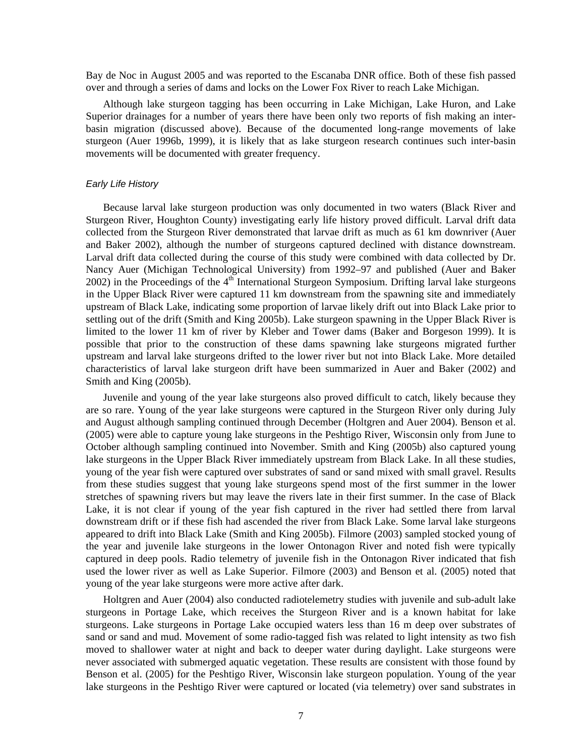Bay de Noc in August 2005 and was reported to the Escanaba DNR office. Both of these fish passed over and through a series of dams and locks on the Lower Fox River to reach Lake Michigan.

Although lake sturgeon tagging has been occurring in Lake Michigan, Lake Huron, and Lake Superior drainages for a number of years there have been only two reports of fish making an inter-basin migration (discussed above). Because of the documented long-range movements of lake sturgeon (Auer 1996b, 1999), it is likely that as lake sturgeon research continues such inter-basin movements will be documented with greater frequency.

### *Early Life History*

Because larval lake sturgeon production was only documented in two waters (Black River and Sturgeon River, Houghton County) investigating early life history proved difficult. Larval drift data collected from the Sturgeon River demonstrated that larvae drift as much as 61 km downriver (Auer and Baker 2002), although the number of sturgeons captured declined with distance downstream. Larval drift data collected during the course of this study were combined with data collected by Dr. Nancy Auer (Michigan Technological University) from 1992–97 and published (Auer and Baker 2002) in the Proceedings of the 4th International Sturgeon Symposium. Drifting larval lake sturgeons in the Upper Black River were captured 11 km downstream from the spawning site and immediately upstream of Black Lake, indicating some proportion of larvae likely drift out into Black Lake prior to settling out of the drift (Smith and King 2005b). Lake sturgeon spawning in the Upper Black River is limited to the lower 11 km of river by Kleber and Tower dams (Baker and Borgeson 1999). It is possible that prior to the construction of these dams spawning lake sturgeons migrated further upstream and larval lake sturgeons drifted to the lower river but not into Black Lake. More detailed characteristics of larval lake sturgeon drift have been summarized in Auer and Baker (2002) and Smith and King (2005b).

Juvenile and young of the year lake sturgeons also proved difficult to catch, likely because they are so rare. Young of the year lake sturgeons were captured in the Sturgeon River only during July and August although sampling continued through December (Holtgren and Auer 2004). Benson et al. (2005) were able to capture young lake sturgeons in the Peshtigo River, Wisconsin only from June to October although sampling continued into November. Smith and King (2005b) also captured young lake sturgeons in the Upper Black River immediately upstream from Black Lake. In all these studies, young of the year fish were captured over substrates of sand or sand mixed with small gravel. Results from these studies suggest that young lake sturgeons spend most of the first summer in the lower stretches of spawning rivers but may leave the rivers late in their first summer. In the case of Black Lake, it is not clear if young of the year fish captured in the river had settled there from larval downstream drift or if these fish had ascended the river from Black Lake. Some larval lake sturgeons appeared to drift into Black Lake (Smith and King 2005b). Filmore (2003) sampled stocked young of the year and juvenile lake sturgeons in the lower Ontonagon River and noted fish were typically captured in deep pools. Radio telemetry of juvenile fish in the Ontonagon River indicated that fish used the lower river as well as Lake Superior. Filmore (2003) and Benson et al. (2005) noted that young of the year lake sturgeons were more active after dark.

Holtgren and Auer (2004) also conducted radiotelemetry studies with juvenile and sub-adult lake sturgeons in Portage Lake, which receives the Sturgeon River and is a known habitat for lake sturgeons. Lake sturgeons in Portage Lake occupied waters less than 16 m deep over substrates of sand or sand and mud. Movement of some radio-tagged fish was related to light intensity as two fish moved to shallower water at night and back to deeper water during daylight. Lake sturgeons were never associated with submerged aquatic vegetation. These results are consistent with those found by Benson et al. (2005) for the Peshtigo River, Wisconsin lake sturgeon population. Young of the year lake sturgeons in the Peshtigo River were captured or located (via telemetry) over sand substrates in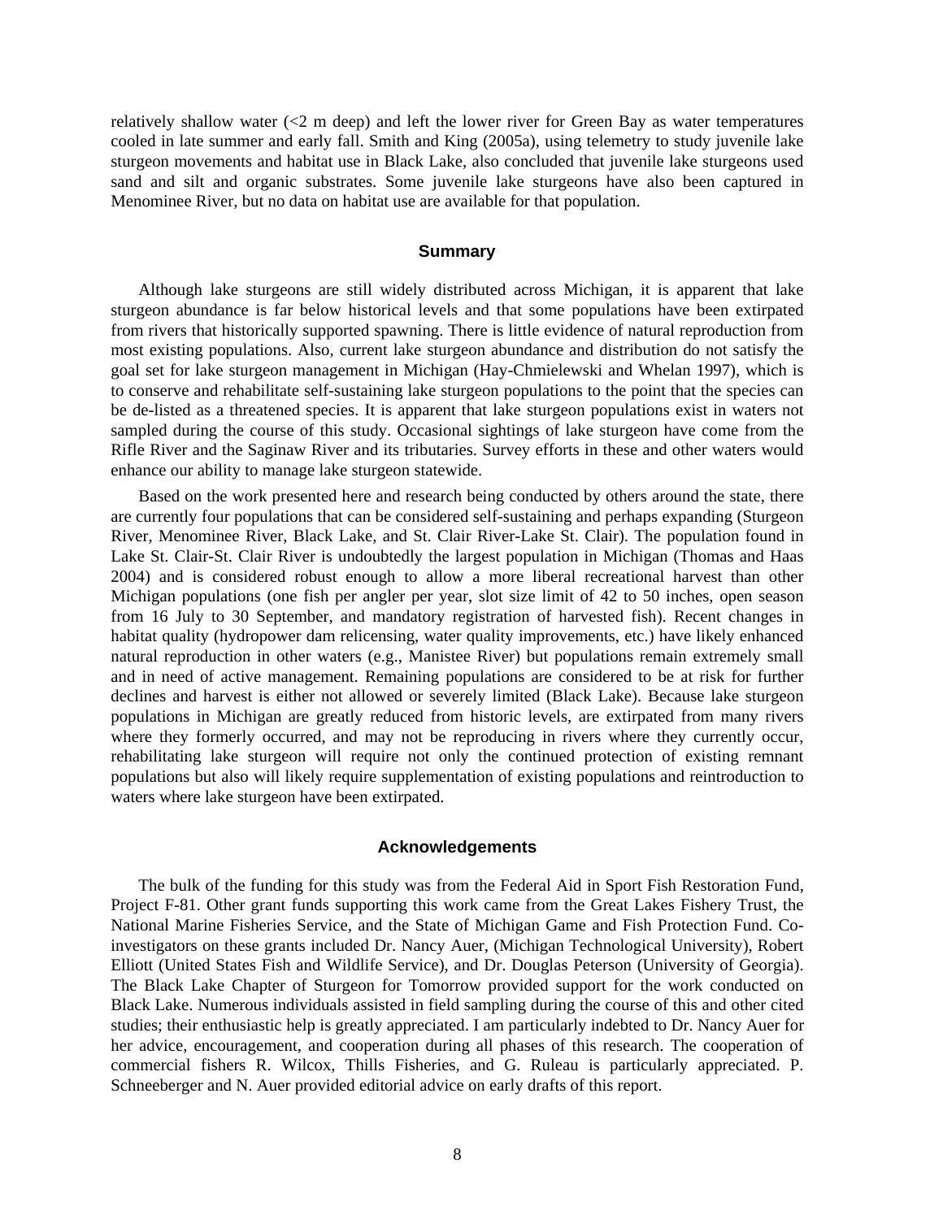relatively shallow water (<2 m deep) and left the lower river for Green Bay as water temperatures cooled in late summer and early fall. Smith and King (2005a), using telemetry to study juvenile lake sturgeon movements and habitat use in Black Lake, also concluded that juvenile lake sturgeons used sand and silt and organic substrates. Some juvenile lake sturgeons have also been captured in Menominee River, but no data on habitat use are available for that population.

## Summary

Although lake sturgeons are still widely distributed across Michigan, it is apparent that lake sturgeon abundance is far below historical levels and that some populations have been extirpated from rivers that historically supported spawning. There is little evidence of natural reproduction from most existing populations. Also, current lake sturgeon abundance and distribution do not satisfy the goal set for lake sturgeon management in Michigan (Hay-Chmielewski and Whelan 1997), which is to conserve and rehabilitate self-sustaining lake sturgeon populations to the point that the species can be de-listed as a threatened species. It is apparent that lake sturgeon populations exist in waters not sampled during the course of this study. Occasional sightings of lake sturgeon have come from the Rifle River and the Saginaw River and its tributaries. Survey efforts in these and other waters would enhance our ability to manage lake sturgeon statewide.

Based on the work presented here and research being conducted by others around the state, there are currently four populations that can be considered self-sustaining and perhaps expanding (Sturgeon River, Menominee River, Black Lake, and St. Clair River-Lake St. Clair). The population found in Lake St. Clair-St. Clair River is undoubtedly the largest population in Michigan (Thomas and Haas 2004) and is considered robust enough to allow a more liberal recreational harvest than other Michigan populations (one fish per angler per year, slot size limit of 42 to 50 inches, open season from 16 July to 30 September, and mandatory registration of harvested fish). Recent changes in habitat quality (hydropower dam relicensing, water quality improvements, etc.) have likely enhanced natural reproduction in other waters (e.g., Manistee River) but populations remain extremely small and in need of active management. Remaining populations are considered to be at risk for further declines and harvest is either not allowed or severely limited (Black Lake). Because lake sturgeon populations in Michigan are greatly reduced from historic levels, are extirpated from many rivers where they formerly occurred, and may not be reproducing in rivers where they currently occur, rehabilitating lake sturgeon will require not only the continued protection of existing remnant populations but also will likely require supplementation of existing populations and reintroduction to waters where lake sturgeon have been extirpated.

## Acknowledgements

The bulk of the funding for this study was from the Federal Aid in Sport Fish Restoration Fund, Project F-81. Other grant funds supporting this work came from the Great Lakes Fishery Trust, the National Marine Fisheries Service, and the State of Michigan Game and Fish Protection Fund. Co-investigators on these grants included Dr. Nancy Auer, (Michigan Technological University), Robert Elliott (United States Fish and Wildlife Service), and Dr. Douglas Peterson (University of Georgia). The Black Lake Chapter of Sturgeon for Tomorrow provided support for the work conducted on Black Lake. Numerous individuals assisted in field sampling during the course of this and other cited studies; their enthusiastic help is greatly appreciated. I am particularly indebted to Dr. Nancy Auer for her advice, encouragement, and cooperation during all phases of this research. The cooperation of commercial fishers R. Wilcox, Thills Fisheries, and G. Ruleau is particularly appreciated. P. Schneeberger and N. Auer provided editorial advice on early drafts of this report.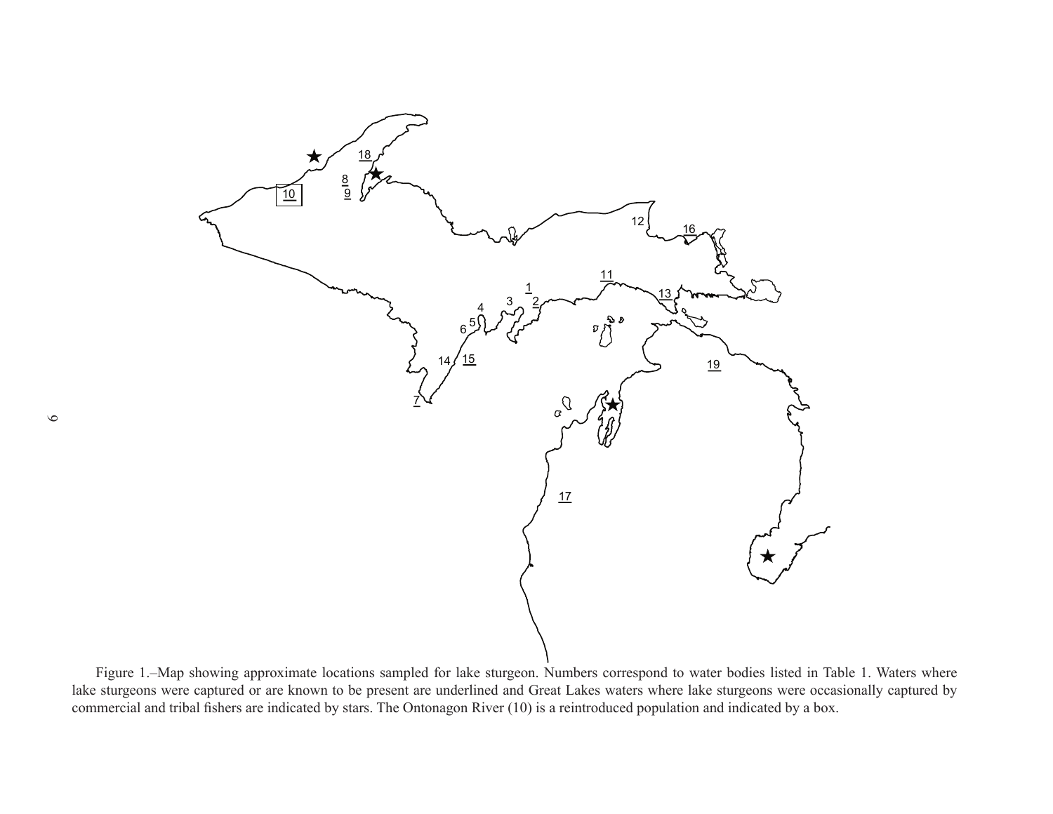Figure 1.–Map showing approximate locations sampled for lake sturgeon. Numbers correspond to water bodies listed in Table 1. Waters where lake sturgeons were captured or are known to be present are underlined and Great Lakes waters where lake sturgeons were occasionally captured by commercial and tribal fishers are indicated by stars. The Ontonagon River (10) is a reintroduced population and indicated by a box.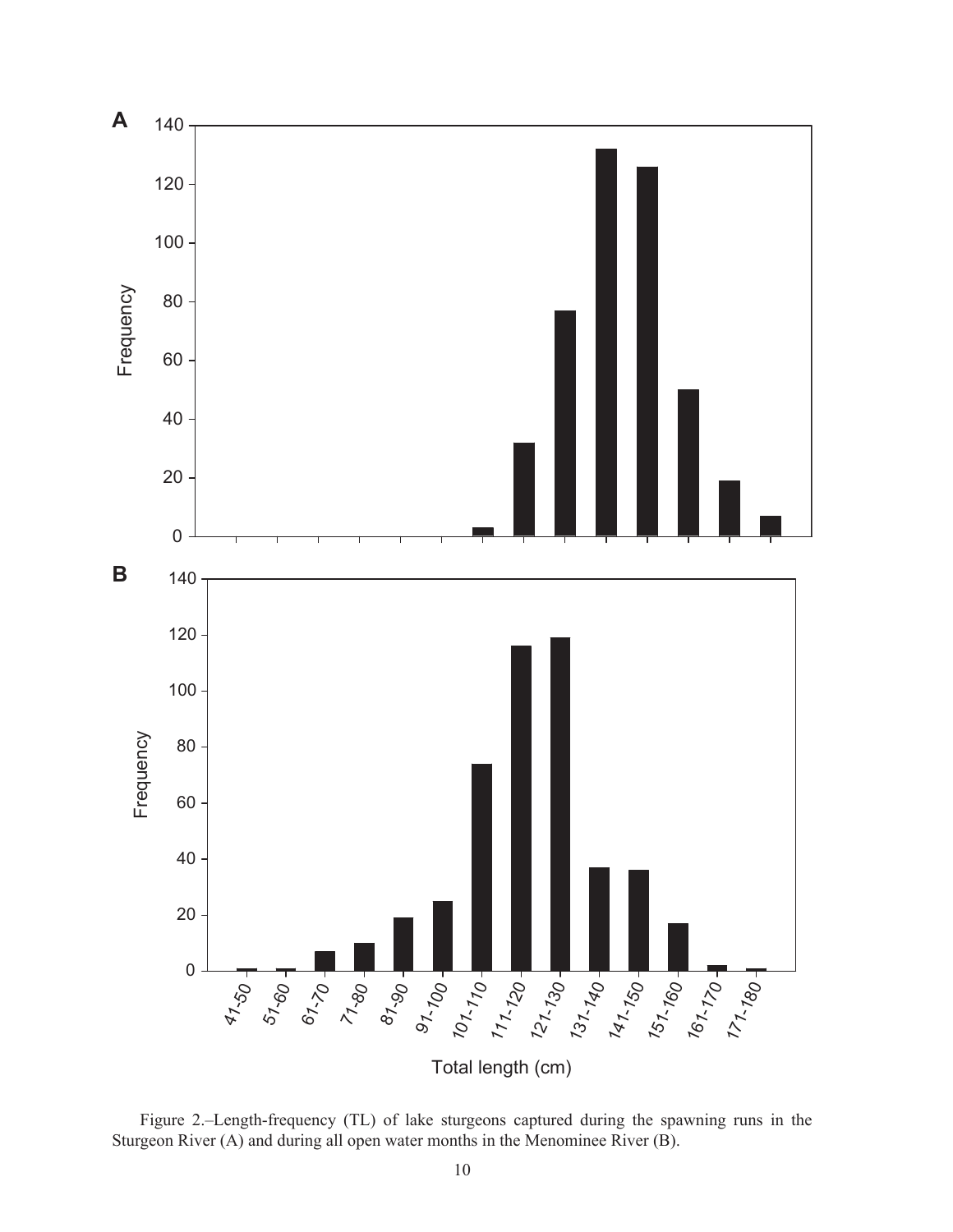Figure 2.–Length-frequency (TL) of lake sturgeons captured during the spawning runs in the Sturgeon River (A) and during all open water months in the Menominee River (B).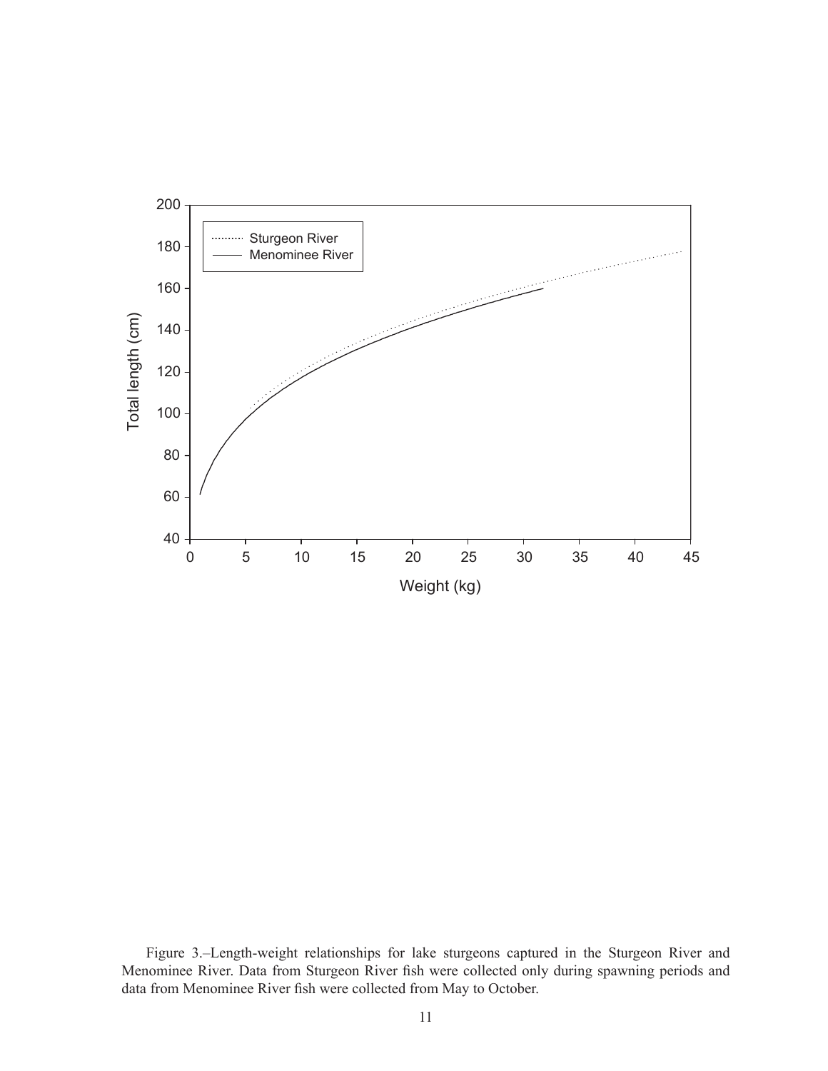Figure 3.–Length-weight relationships for lake sturgeons captured in the Sturgeon River and Menominee River. Data from Sturgeon River fish were collected only during spawning periods and data from Menominee River fish were collected from May to October.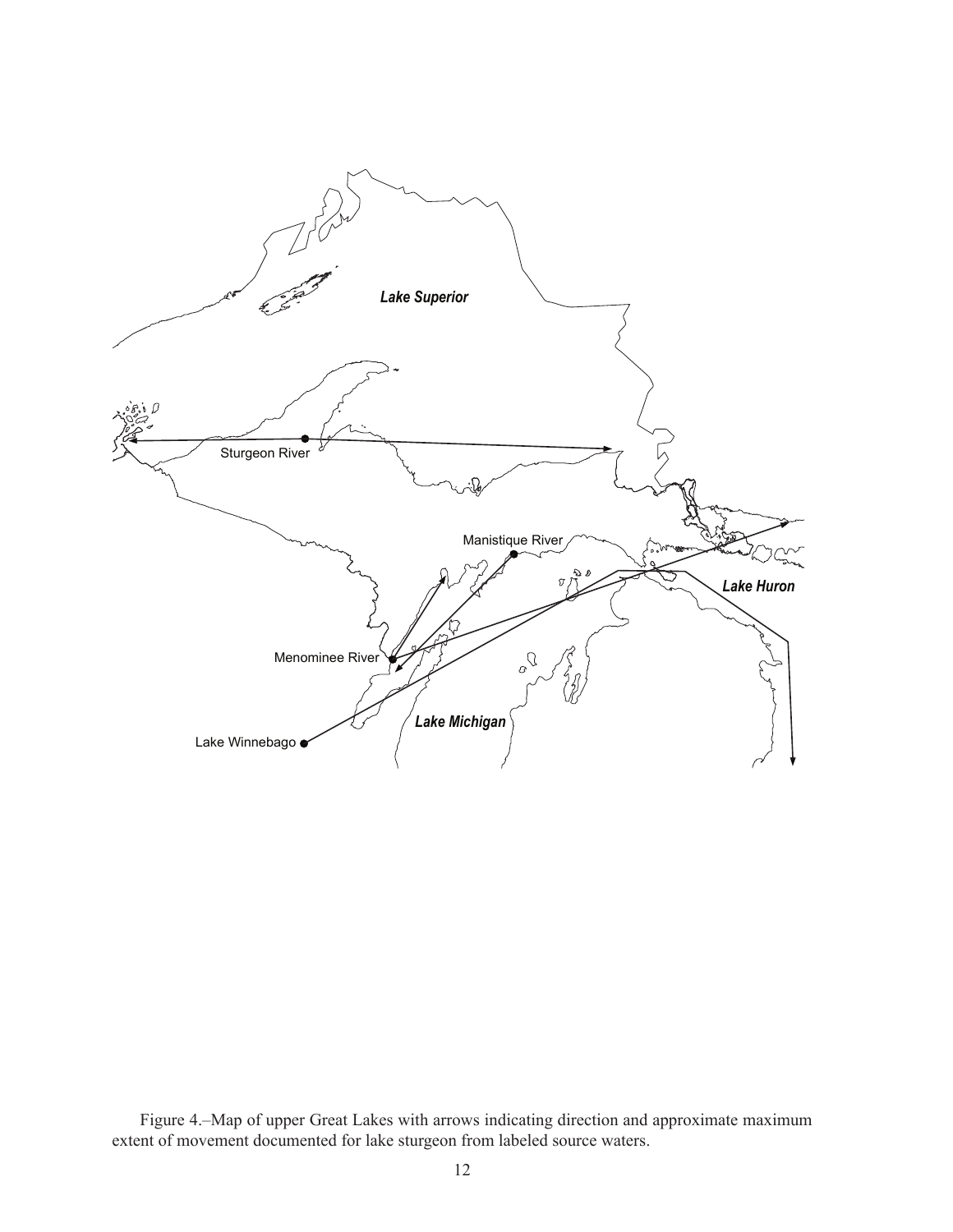Figure 4.–Map of upper Great Lakes with arrows indicating direction and approximate maximum extent of movement documented for lake sturgeon from labeled source waters.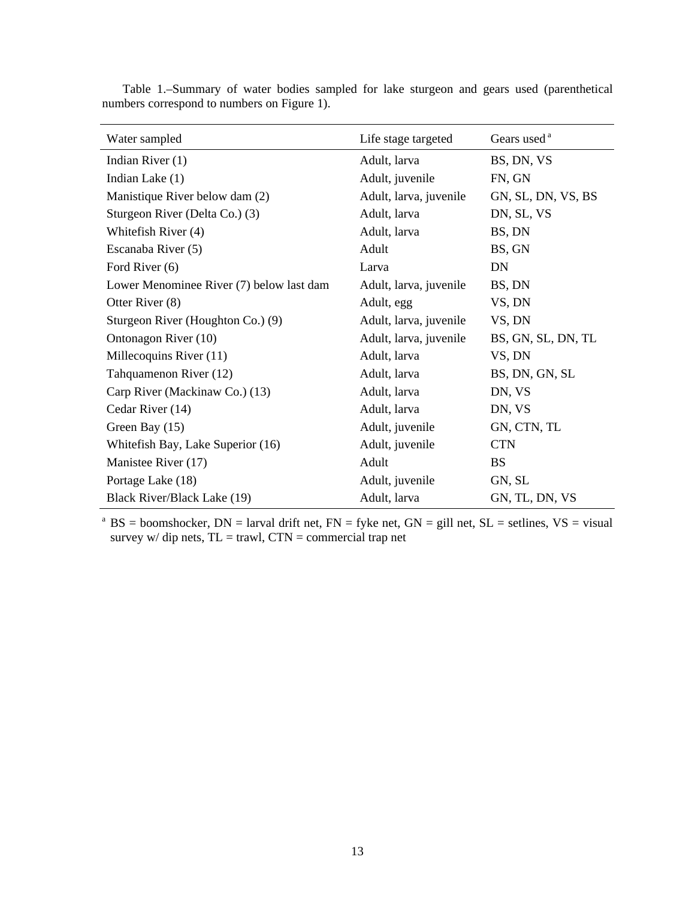Table 1.–Summary of water bodies sampled for lake sturgeon and gears used (parenthetical numbers correspond to numbers on Figure 1).

| Water sampled | Life stage targeted | Gears used [a] |
|---|---|---|
| Indian River (1) | Adult, larva | BS, DN, VS |
| Indian Lake (1) | Adult, juvenile | FN, GN |
| Manistique River below dam (2) | Adult, larva, juvenile | GN, SL, DN, VS, BS |
| Sturgeon River (Delta Co.) (3) | Adult, larva | DN, SL, VS |
| Whitefish River (4) | Adult, larva | BS, DN |
| Escanaba River (5) | Adult | BS, GN |
| Ford River (6) | Larva | DN |
| Lower Menominee River (7) below last dam | Adult, larva, juvenile | BS, DN |
| Otter River (8) | Adult, egg | VS, DN |
| Sturgeon River (Houghton Co.) (9) | Adult, larva, juvenile | VS, DN |
| Ontonagon River (10) | Adult, larva, juvenile | BS, GN, SL, DN, TL |
| Millecoquins River (11) | Adult, larva | VS, DN |
| Tahquamenon River (12) | Adult, larva | BS, DN, GN, SL |
| Carp River (Mackinaw Co.) (13) | Adult, larva | DN, VS |
| Cedar River (14) | Adult, larva | DN, VS |
| Green Bay (15) | Adult, juvenile | GN, CTN, TL |
| Whitefish Bay, Lake Superior (16) | Adult, juvenile | CTN |
| Manistee River (17) | Adult | BS |
| Portage Lake (18) | Adult, juvenile | GN, SL |
| Black River/Black Lake (19) | Adult, larva | GN, TL, DN, VS |

[a] BS = boomshocker, DN = larval drift net, FN = fyke net, GN = gill net, SL = setlines, VS = visual survey w/ dip nets, TL = trawl, CTN = commercial trap net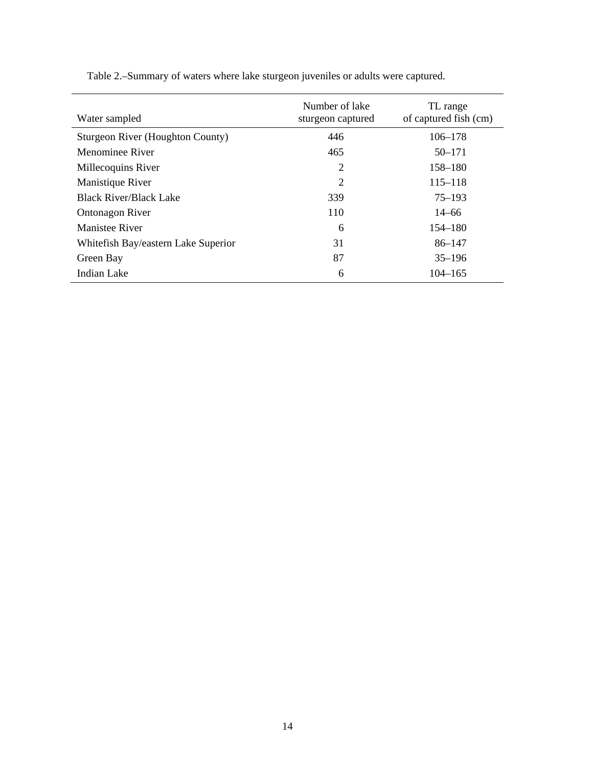Table 2.–Summary of waters where lake sturgeon juveniles or adults were captured.

| Water sampled | Number of lake sturgeon captured | TL range of captured fish (cm) |
|---|---|---|
| Sturgeon River (Houghton County) | 446 | 106–178 |
| Menominee River | 465 | 50–171 |
| Millecoquins River | 2 | 158–180 |
| Manistique River | 2 | 115–118 |
| Black River/Black Lake | 339 | 75–193 |
| Ontonagon River | 110 | 14–66 |
| Manistee River | 6 | 154–180 |
| Whitefish Bay/eastern Lake Superior | 31 | 86–147 |
| Green Bay | 87 | 35–196 |
| Indian Lake | 6 | 104–165 |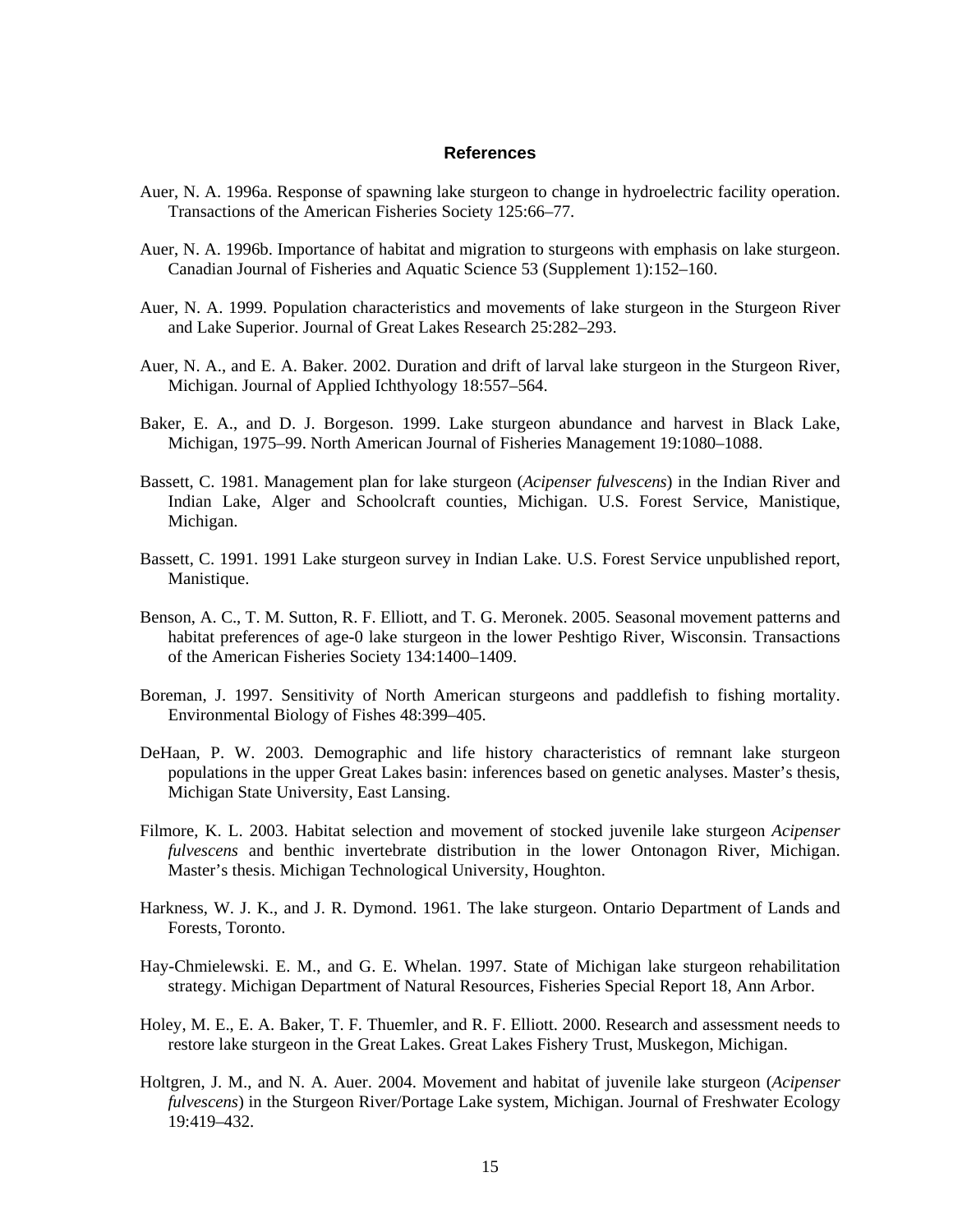## References

Auer, N. A. 1996a. Response of spawning lake sturgeon to change in hydroelectric facility operation. Transactions of the American Fisheries Society 125:66–77.

Auer, N. A. 1996b. Importance of habitat and migration to sturgeons with emphasis on lake sturgeon. Canadian Journal of Fisheries and Aquatic Science 53 (Supplement 1):152–160.

Auer, N. A. 1999. Population characteristics and movements of lake sturgeon in the Sturgeon River and Lake Superior. Journal of Great Lakes Research 25:282–293.

Auer, N. A., and E. A. Baker. 2002. Duration and drift of larval lake sturgeon in the Sturgeon River, Michigan. Journal of Applied Ichthyology 18:557–564.

Baker, E. A., and D. J. Borgeson. 1999. Lake sturgeon abundance and harvest in Black Lake, Michigan, 1975–99. North American Journal of Fisheries Management 19:1080–1088.

Bassett, C. 1981. Management plan for lake sturgeon (*Acipenser fulvescens*) in the Indian River and Indian Lake, Alger and Schoolcraft counties, Michigan. U.S. Forest Service, Manistique, Michigan.

Bassett, C. 1991. 1991 Lake sturgeon survey in Indian Lake. U.S. Forest Service unpublished report, Manistique.

Benson, A. C., T. M. Sutton, R. F. Elliott, and T. G. Meronek. 2005. Seasonal movement patterns and habitat preferences of age-0 lake sturgeon in the lower Peshtigo River, Wisconsin. Transactions of the American Fisheries Society 134:1400–1409.

Boreman, J. 1997. Sensitivity of North American sturgeons and paddlefish to fishing mortality. Environmental Biology of Fishes 48:399–405.

DeHaan, P. W. 2003. Demographic and life history characteristics of remnant lake sturgeon populations in the upper Great Lakes basin: inferences based on genetic analyses. Master's thesis, Michigan State University, East Lansing.

Filmore, K. L. 2003. Habitat selection and movement of stocked juvenile lake sturgeon *Acipenser fulvescens* and benthic invertebrate distribution in the lower Ontonagon River, Michigan. Master's thesis. Michigan Technological University, Houghton.

Harkness, W. J. K., and J. R. Dymond. 1961. The lake sturgeon. Ontario Department of Lands and Forests, Toronto.

Hay-Chmielewski. E. M., and G. E. Whelan. 1997. State of Michigan lake sturgeon rehabilitation strategy. Michigan Department of Natural Resources, Fisheries Special Report 18, Ann Arbor.

Holey, M. E., E. A. Baker, T. F. Thuemler, and R. F. Elliott. 2000. Research and assessment needs to restore lake sturgeon in the Great Lakes. Great Lakes Fishery Trust, Muskegon, Michigan.

Holtgren, J. M., and N. A. Auer. 2004. Movement and habitat of juvenile lake sturgeon (*Acipenser fulvescens*) in the Sturgeon River/Portage Lake system, Michigan. Journal of Freshwater Ecology 19:419–432.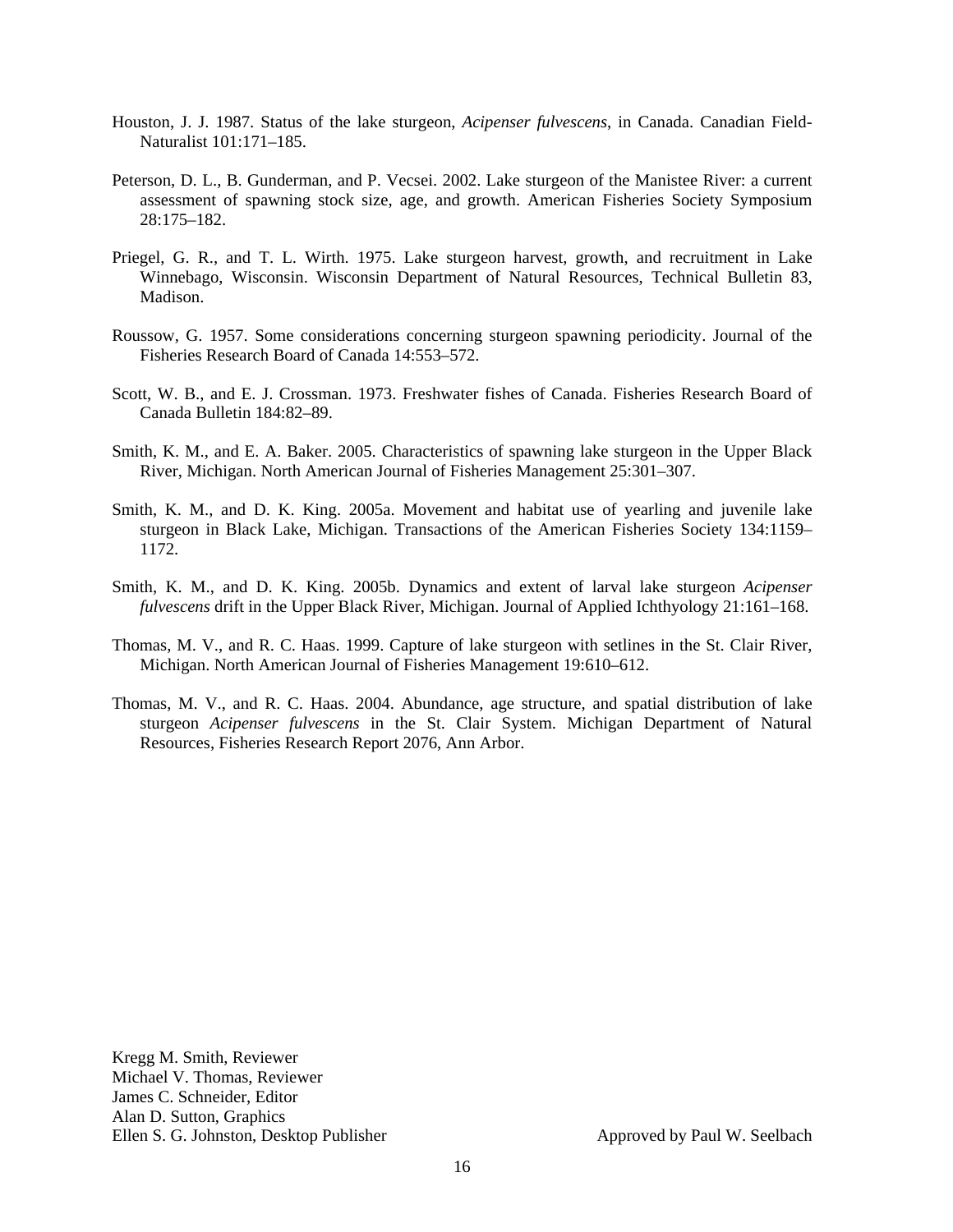Houston, J. J. 1987. Status of the lake sturgeon, *Acipenser fulvescens*, in Canada. Canadian Field-Naturalist 101:171–185.

Peterson, D. L., B. Gunderman, and P. Vecsei. 2002. Lake sturgeon of the Manistee River: a current assessment of spawning stock size, age, and growth. American Fisheries Society Symposium 28:175–182.

Priegel, G. R., and T. L. Wirth. 1975. Lake sturgeon harvest, growth, and recruitment in Lake Winnebago, Wisconsin. Wisconsin Department of Natural Resources, Technical Bulletin 83, Madison.

Roussow, G. 1957. Some considerations concerning sturgeon spawning periodicity. Journal of the Fisheries Research Board of Canada 14:553–572.

Scott, W. B., and E. J. Crossman. 1973. Freshwater fishes of Canada. Fisheries Research Board of Canada Bulletin 184:82–89.

Smith, K. M., and E. A. Baker. 2005. Characteristics of spawning lake sturgeon in the Upper Black River, Michigan. North American Journal of Fisheries Management 25:301–307.

Smith, K. M., and D. K. King. 2005a. Movement and habitat use of yearling and juvenile lake sturgeon in Black Lake, Michigan. Transactions of the American Fisheries Society 134:1159–1172.

Smith, K. M., and D. K. King. 2005b. Dynamics and extent of larval lake sturgeon *Acipenser fulvescens* drift in the Upper Black River, Michigan. Journal of Applied Ichthyology 21:161–168.

Thomas, M. V., and R. C. Haas. 1999. Capture of lake sturgeon with setlines in the St. Clair River, Michigan. North American Journal of Fisheries Management 19:610–612.

Thomas, M. V., and R. C. Haas. 2004. Abundance, age structure, and spatial distribution of lake sturgeon *Acipenser fulvescens* in the St. Clair System. Michigan Department of Natural Resources, Fisheries Research Report 2076, Ann Arbor.

Kregg M. Smith, Reviewer
Michael V. Thomas, Reviewer
James C. Schneider, Editor
Alan D. Sutton, Graphics
Ellen S. G. Johnston, Desktop Publisher

Approved by Paul W. Seelbach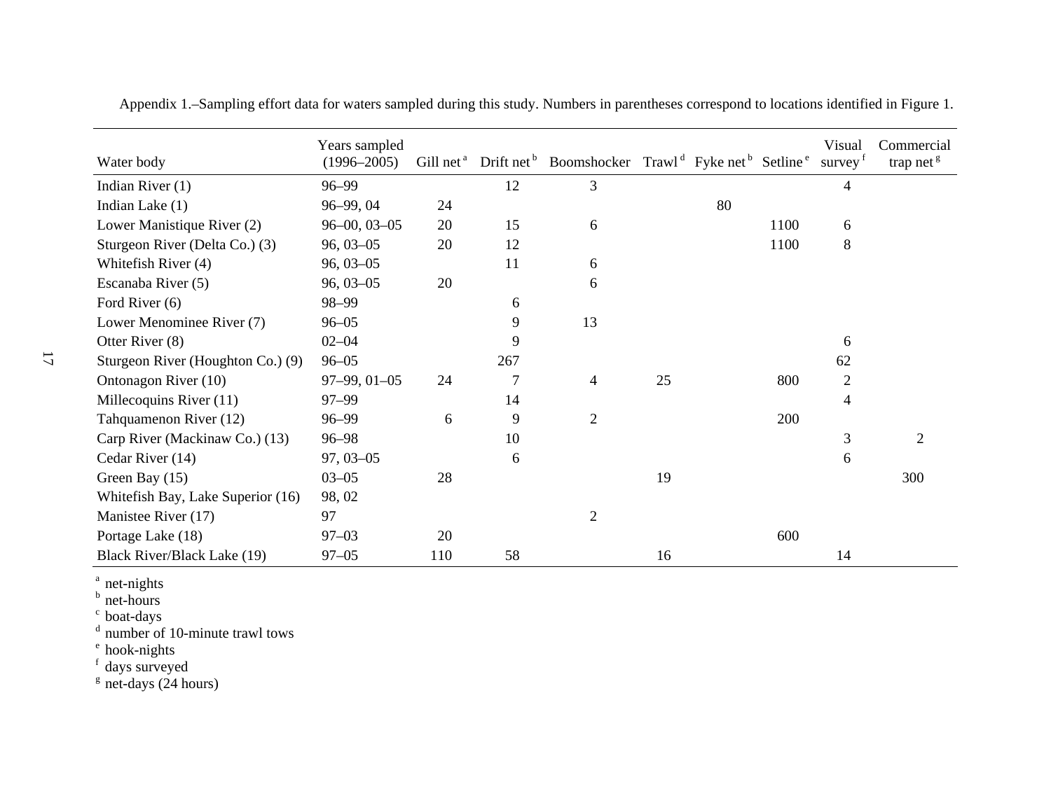Appendix 1.–Sampling effort data for waters sampled during this study. Numbers in parentheses correspond to locations identified in Figure 1.

| Water body | Years sampled (1996–2005) | Gill net [a] | Drift net [b] | Boomshocker | Trawl [d] | Fyke net [b] | Setline [e] | Visual survey [f] | Commercial trap net [g] |
|---|---|---|---|---|---|---|---|---|---|
| Indian River (1) | 96–99 | | 12 | 3 | | | | 4 | |
| Indian Lake (1) | 96–99, 04 | 24 | | | | 80 | | | |
| Lower Manistique River (2) | 96–00, 03–05 | 20 | 15 | 6 | | | 1100 | 6 | |
| Sturgeon River (Delta Co.) (3) | 96, 03–05 | 20 | 12 | | | | 1100 | 8 | |
| Whitefish River (4) | 96, 03–05 | | 11 | 6 | | | | | |
| Escanaba River (5) | 96, 03–05 | 20 | | 6 | | | | | |
| Ford River (6) | 98–99 | | 6 | | | | | | |
| Lower Menominee River (7) | 96–05 | | 9 | 13 | | | | | |
| Otter River (8) | 02–04 | | 9 | | | | | 6 | |
| Sturgeon River (Houghton Co.) (9) | 96–05 | | 267 | | | | | 62 | |
| Ontonagon River (10) | 97–99, 01–05 | 24 | 7 | 4 | 25 | | 800 | 2 | |
| Millecoquins River (11) | 97–99 | | 14 | | | | | 4 | |
| Tahquamenon River (12) | 96–99 | 6 | 9 | 2 | | | 200 | | |
| Carp River (Mackinaw Co.) (13) | 96–98 | | 10 | | | | | 3 | 2 |
| Cedar River (14) | 97, 03–05 | | 6 | | | | | 6 | |
| Green Bay (15) | 03–05 | 28 | | | 19 | | | | 300 |
| Whitefish Bay, Lake Superior (16) | 98, 02 | | | | | | | | |
| Manistee River (17) | 97 | | | 2 | | | | | |
| Portage Lake (18) | 97–03 | 20 | | | | | 600 | | |
| Black River/Black Lake (19) | 97–05 | 110 | 58 | | 16 | | | 14 | |

[a] net-nights
[b] net-hours
[c] boat-days
[d] number of 10-minute trawl tows
[e] hook-nights
[f] days surveyed
[g] net-days (24 hours)